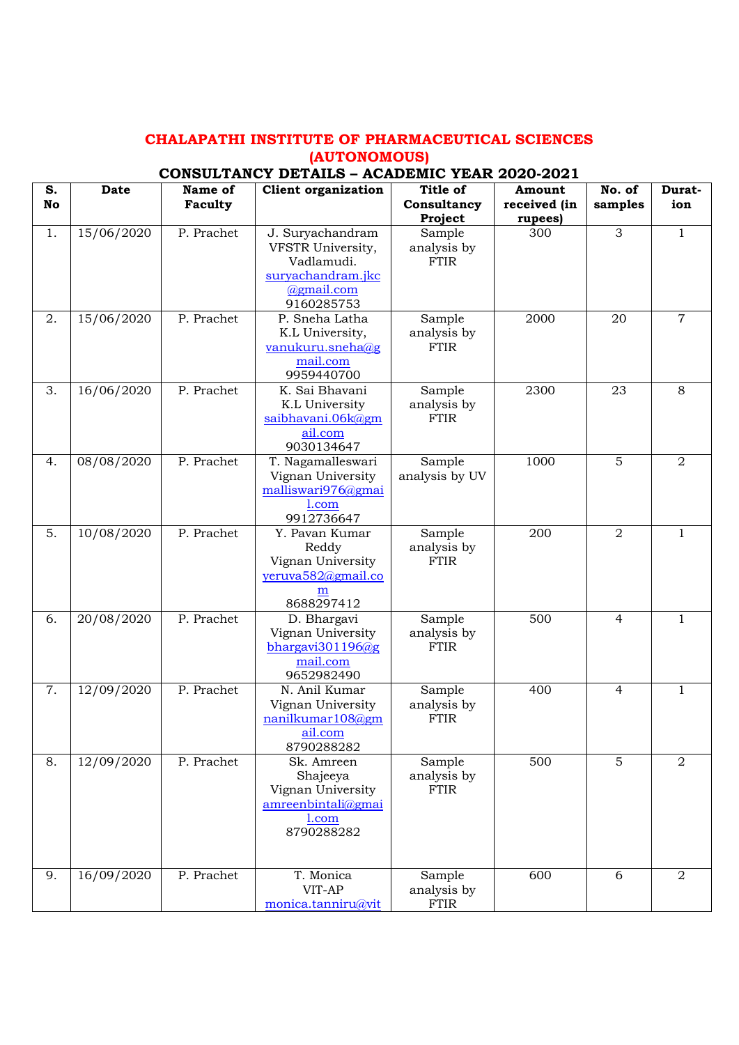# CHALAPATHI INSTITUTE OF PHARMACEUTICAL SCIENCES (AUTONOMOUS)

## CONSULTANCY DETAILS – ACADEMIC YEAR 2020-2021

| S. No | Date | Name of Faculty | Client organization | Title of Consultancy Project | Amount received (in rupees) | No. of samples | Durat-ion |
|---|---|---|---|---|---|---|---|
| 1. | 15/06/2020 | P. Prachet | J. Suryachandram VFSTR University, Vadlamudi. suryachandram.jkc@gmail.com 9160285753 | Sample analysis by FTIR | 300 | 3 | 1 |
| 2. | 15/06/2020 | P. Prachet | P. Sneha Latha K.L University, vanukuru.sneha@gmail.com 9959440700 | Sample analysis by FTIR | 2000 | 20 | 7 |
| 3. | 16/06/2020 | P. Prachet | K. Sai Bhavani K.L University saibhavani.06k@gmail.com 9030134647 | Sample analysis by FTIR | 2300 | 23 | 8 |
| 4. | 08/08/2020 | P. Prachet | T. Nagamalleswari Vignan University malliswari976@gmail.com 9912736647 | Sample analysis by UV | 1000 | 5 | 2 |
| 5. | 10/08/2020 | P. Prachet | Y. Pavan Kumar Reddy Vignan University yeruva582@gmail.com 8688297412 | Sample analysis by FTIR | 200 | 2 | 1 |
| 6. | 20/08/2020 | P. Prachet | D. Bhargavi Vignan University bhargavi301196@gmail.com 9652982490 | Sample analysis by FTIR | 500 | 4 | 1 |
| 7. | 12/09/2020 | P. Prachet | N. Anil Kumar Vignan University nanilkumar108@gmail.com 8790288282 | Sample analysis by FTIR | 400 | 4 | 1 |
| 8. | 12/09/2020 | P. Prachet | Sk. Amreen Shajeeya Vignan University amreenbintali@gmail.com 8790288282 | Sample analysis by FTIR | 500 | 5 | 2 |
| 9. | 16/09/2020 | P. Prachet | T. Monica VIT-AP monica.tanniru@vit | Sample analysis by FTIR | 600 | 6 | 2 |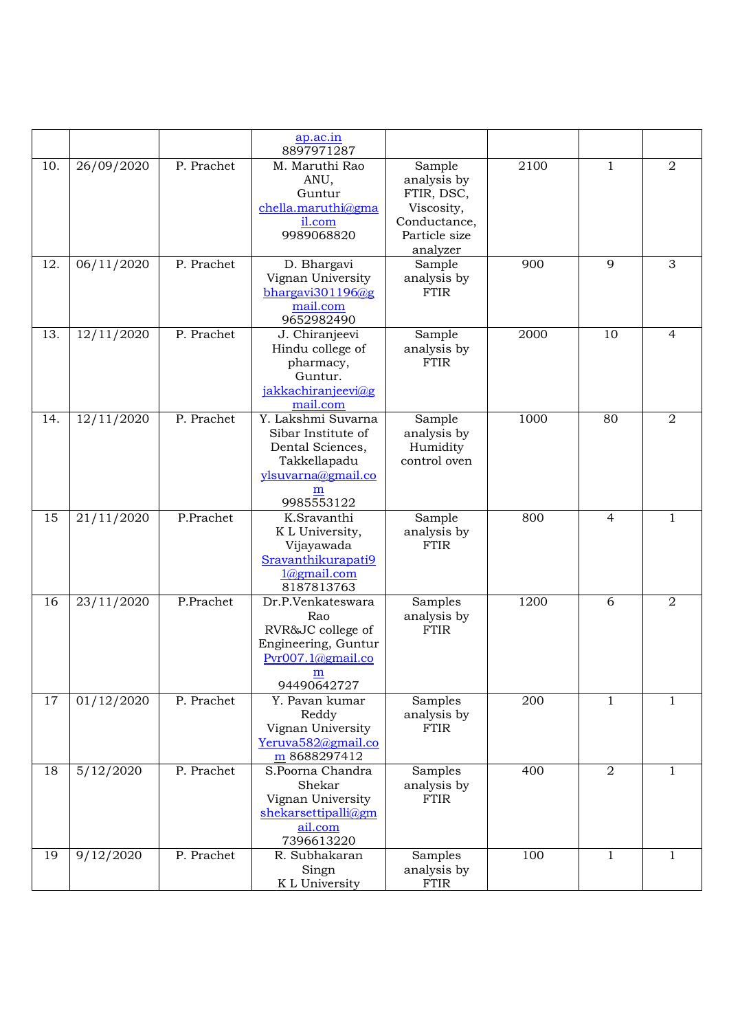| | | | | | | | |
|---|---|---|---|---|---|---|---|
| | | | ap.ac.in 8897971287 | | | | |
| 10. | 26/09/2020 | P. Prachet | M. Maruthi Rao ANU, Guntur chella.maruthi@gmail.com 9989068820 | Sample analysis by FTIR, DSC, Viscosity, Conductance, Particle size analyzer | 2100 | 1 | 2 |
| 12. | 06/11/2020 | P. Prachet | D. Bhargavi Vignan University bhargavi301196@gmail.com 9652982490 | Sample analysis by FTIR | 900 | 9 | 3 |
| 13. | 12/11/2020 | P. Prachet | J. Chiranjeevi Hindu college of pharmacy, Guntur. jakkachiranjeevi@gmail.com | Sample analysis by FTIR | 2000 | 10 | 4 |
| 14. | 12/11/2020 | P. Prachet | Y. Lakshmi Suvarna Sibar Institute of Dental Sciences, Takkellapadu ylsuvarna@gmail.com 9985553122 | Sample analysis by Humidity control oven | 1000 | 80 | 2 |
| 15 | 21/11/2020 | P.Prachet | K.Sravanthi K L University, Vijayawada Sravanthikurapati91@gmail.com 8187813763 | Sample analysis by FTIR | 800 | 4 | 1 |
| 16 | 23/11/2020 | P.Prachet | Dr.P.Venkateswara Rao RVR&JC college of Engineering, Guntur Pvr007.1@gmail.com 94490642727 | Samples analysis by FTIR | 1200 | 6 | 2 |
| 17 | 01/12/2020 | P. Prachet | Y. Pavan kumar Reddy Vignan University Yeruva582@gmail.com 8688297412 | Samples analysis by FTIR | 200 | 1 | 1 |
| 18 | 5/12/2020 | P. Prachet | S.Poorna Chandra Shekar Vignan University shekarsettipalli@gmail.com 7396613220 | Samples analysis by FTIR | 400 | 2 | 1 |
| 19 | 9/12/2020 | P. Prachet | R. Subhakaran Singn K L University | Samples analysis by FTIR | 100 | 1 | 1 |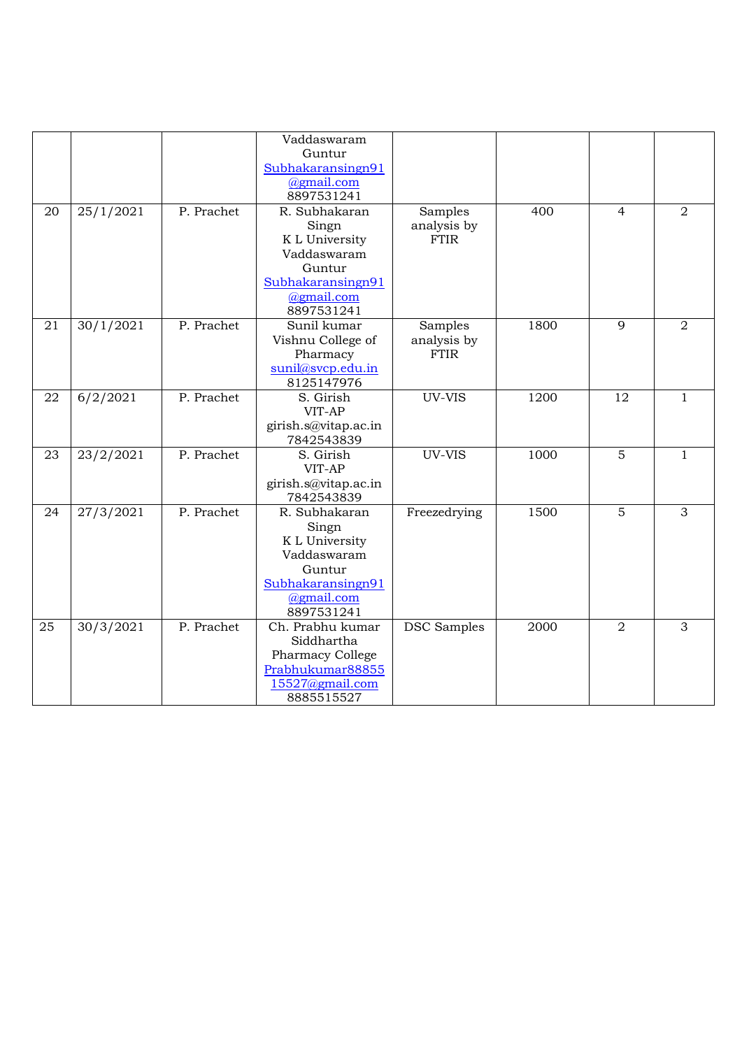| | | | | | | | |
|---|---|---|---|---|---|---|---|
| | | | Vaddaswaram Guntur Subhakaransingn91@gmail.com 8897531241 | | | | |
| 20 | 25/1/2021 | P. Prachet | R. Subhakaran Singn K L University Vaddaswaram Guntur Subhakaransingn91@gmail.com 8897531241 | Samples analysis by FTIR | 400 | 4 | 2 |
| 21 | 30/1/2021 | P. Prachet | Sunil kumar Vishnu College of Pharmacy sunil@svcp.edu.in 8125147976 | Samples analysis by FTIR | 1800 | 9 | 2 |
| 22 | 6/2/2021 | P. Prachet | S. Girish VIT-AP girish.s@vitap.ac.in 7842543839 | UV-VIS | 1200 | 12 | 1 |
| 23 | 23/2/2021 | P. Prachet | S. Girish VIT-AP girish.s@vitap.ac.in 7842543839 | UV-VIS | 1000 | 5 | 1 |
| 24 | 27/3/2021 | P. Prachet | R. Subhakaran Singn K L University Vaddaswaram Guntur Subhakaransingn91@gmail.com 8897531241 | Freezedrying | 1500 | 5 | 3 |
| 25 | 30/3/2021 | P. Prachet | Ch. Prabhu kumar Siddhartha Pharmacy College Prabhukumar8885515527@gmail.com 8885515527 | DSC Samples | 2000 | 2 | 3 |